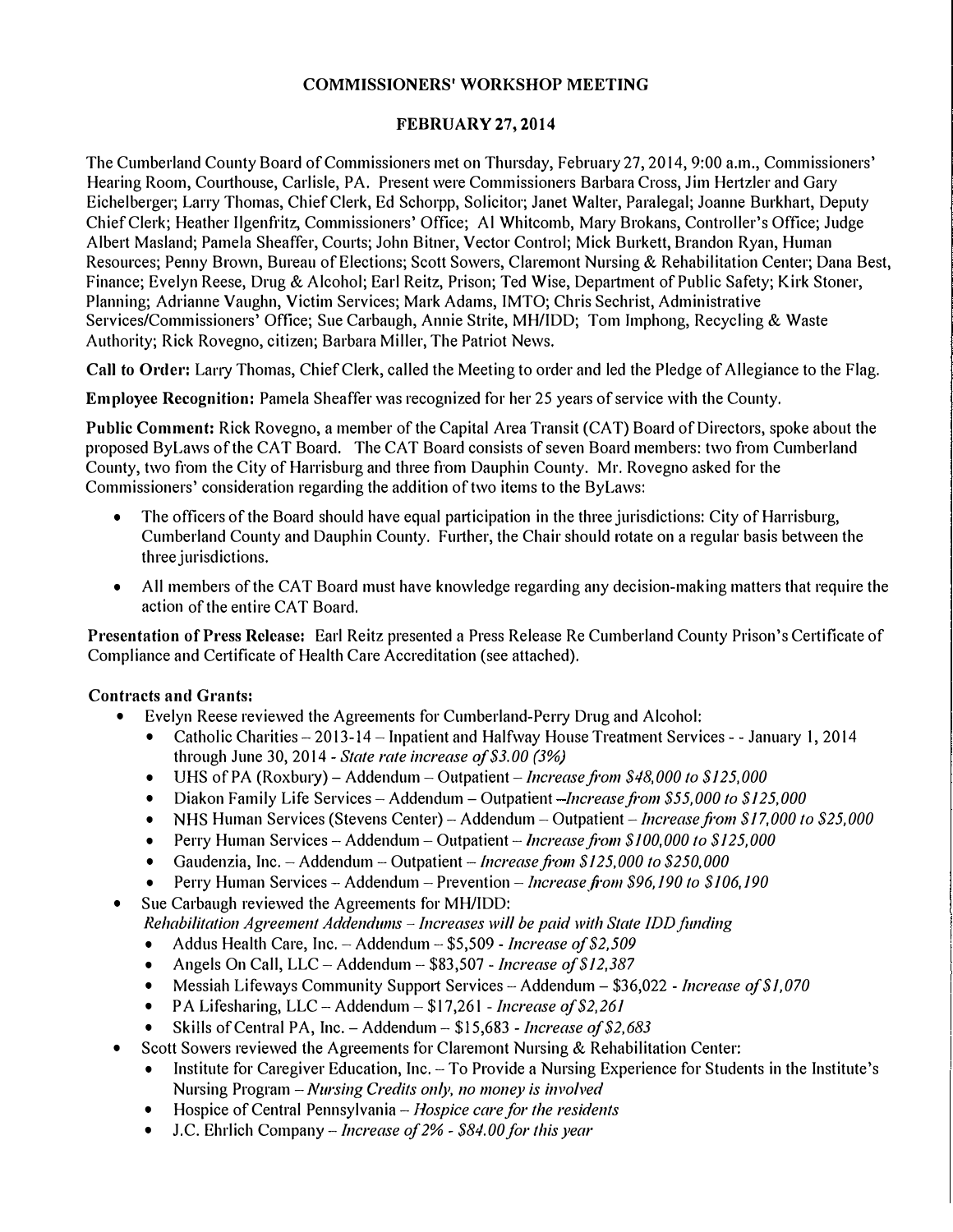# COMMISSIONERS' WORKSHOP MEETING

## FEBRUARY 27, 2014

The Cumberland County Board of Commissioners met on Thursday, February 27, 2014, 9:00 a.m., Commissioners' Hearing Room, Courthouse, Carlisle, PA. Present were Commissioners Barbara Cross, Jim Hertzler and Gary Eichelberger; Larry Thomas, Chief Clerk, Ed Schorpp, Solicitor; Janet Walter, Paralegal; Joanne Burkhart, Deputy Chief Clerk; Heather Ilgenfritz, Commissioners' Office; Al Whitcomb, Mary Brokans, Controller's Office; Judge Albert Masland; Pamela Sheaffer, Courts; John Bitner, Vector Control; Mick Burkett, Brandon Ryan, Human Resources; Penny Brown, Bureau of Elections; Scott Sowers, Claremont Nursing & Rehabilitation Center; Dana Best, Finance; Evelyn Reese, Drug & Alcohol; Earl Reitz, Prison; Ted Wise, Department of Public Safety; Kirk Stoner, Planning; Adrianne Vaughn, Victim Services; Mark Adams, IMTO; Chris Sechrist, Administrative Services/Commissioners' Office; Sue Carbaugh, Annie Strite, MH/IDD; Tom Imphong, Recycling & Waste Authority; Rick Rovegno, citizen; Barbara Miller, The Patriot News.

**Call to Order:** Larry Thomas, Chief Clerk, called the Meeting to order and led the Pledge of Allegiance to the Flag.

**Employee Recognition:** Pamela Sheaffer was recognized for her 25 years of service with the County.

**Public Comment:** Rick Rovegno, a member of the Capital Area Transit (CAT) Board of Directors, spoke about the proposed ByLaws of the CAT Board. The CAT Board consists of seven Board members: two from Cumberland County, two from the City of Harrisburg and three from Dauphin County. Mr. Rovegno asked for the Commissioners' consideration regarding the addition of two items to the ByLaws:

- The officers of the Board should have equal participation in the three jurisdictions: City of Harrisburg, Cumberland County and Dauphin County. Further, the Chair should rotate on a regular basis between the three jurisdictions.
- All members of the CAT Board must have knowledge regarding any decision-making matters that require the action of the entire CAT Board.

**Presentation of Press Release:** Earl Reitz presented a Press Release Re Cumberland County Prison's Certificate of Compliance and Certificate of Health Care Accreditation (see attached).

**Contracts and Grants:**

- Evelyn Reese reviewed the Agreements for Cumberland-Perry Drug and Alcohol:
  - Catholic Charities – 2013-14 – Inpatient and Halfway House Treatment Services - - January 1, 2014 through June 30, 2014 - *State rate increase of $3.00 (3%)*
  - UHS of PA (Roxbury) – Addendum – Outpatient – *Increase from $48,000 to $125,000*
  - Diakon Family Life Services – Addendum – Outpatient –*Increase from $55,000 to $125,000*
  - NHS Human Services (Stevens Center) – Addendum – Outpatient – *Increase from $17,000 to $25,000*
  - Perry Human Services – Addendum – Outpatient – *Increase from $100,000 to $125,000*
  - Gaudenzia, Inc. – Addendum – Outpatient – *Increase from $125,000 to $250,000*
  - Perry Human Services – Addendum – Prevention – *Increase from $96,190 to $106,190*
- Sue Carbaugh reviewed the Agreements for MH/IDD:
  *Rehabilitation Agreement Addendums – Increases will be paid with State IDD funding*
  - Addus Health Care, Inc. – Addendum – $5,509 - *Increase of $2,509*
  - Angels On Call, LLC – Addendum – $83,507 - *Increase of $12,387*
  - Messiah Lifeways Community Support Services – Addendum – $36,022 - *Increase of $1,070*
  - PA Lifesharing, LLC – Addendum – $17,261 - *Increase of $2,261*
  - Skills of Central PA, Inc. – Addendum – $15,683 - *Increase of $2,683*
- Scott Sowers reviewed the Agreements for Claremont Nursing & Rehabilitation Center:
  - Institute for Caregiver Education, Inc. – To Provide a Nursing Experience for Students in the Institute's Nursing Program – *Nursing Credits only, no money is involved*
  - Hospice of Central Pennsylvania – *Hospice care for the residents*
  - J.C. Ehrlich Company – *Increase of 2% - $84.00 for this year*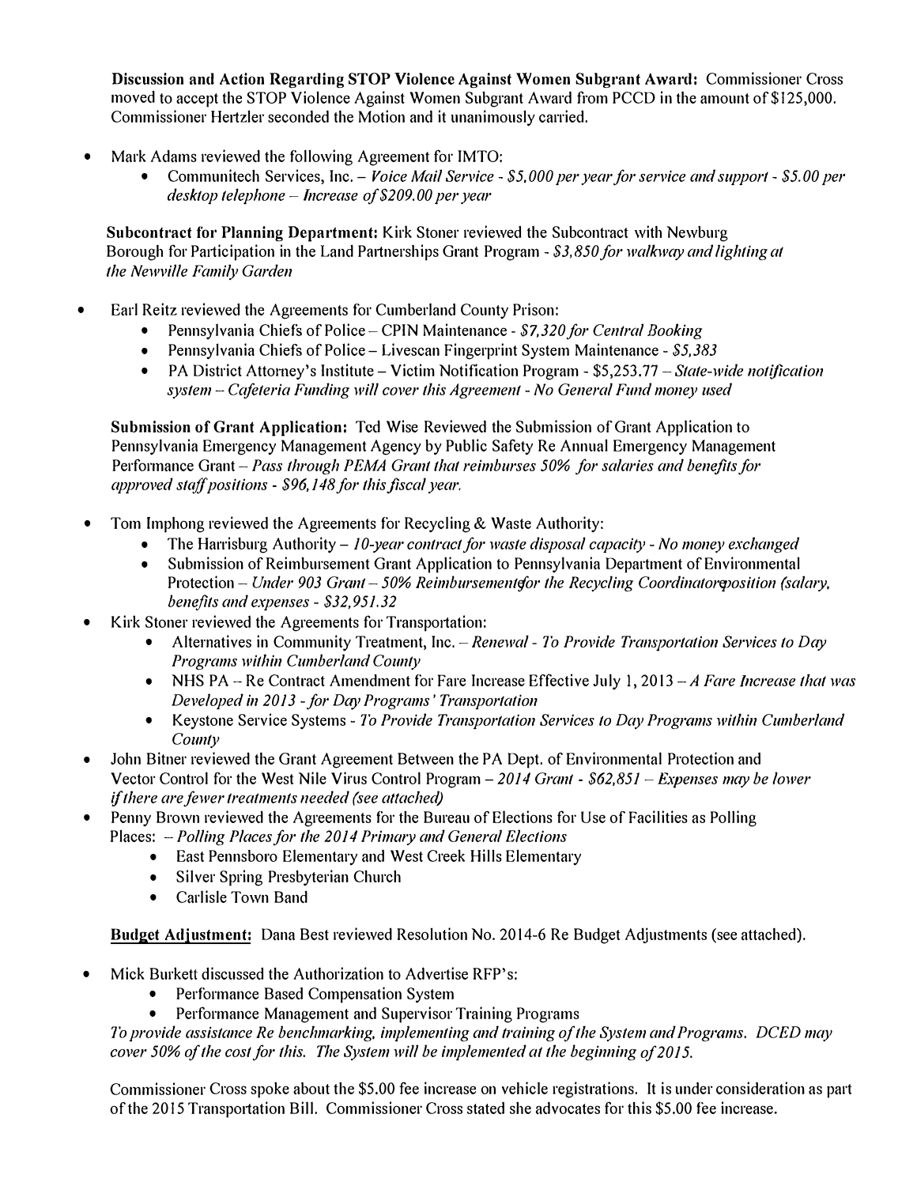**Discussion and Action Regarding STOP Violence Against Women Subgrant Award:** Commissioner Cross moved to accept the STOP Violence Against Women Subgrant Award from PCCD in the amount of $125,000. Commissioner Hertzler seconded the Motion and it unanimously carried.

- Mark Adams reviewed the following Agreement for IMTO:
    - Communitech Services, Inc. – *Voice Mail Service - $5,000 per year for service and support - $5.00 per desktop telephone – Increase of $209.00 per year*

**Subcontract for Planning Department:** Kirk Stoner reviewed the Subcontract with Newburg Borough for Participation in the Land Partnerships Grant Program - *$3,850 for walkway and lighting at the Newville Family Garden*

- Earl Reitz reviewed the Agreements for Cumberland County Prison:
    - Pennsylvania Chiefs of Police – CPIN Maintenance - *$7,320 for Central Booking*
    - Pennsylvania Chiefs of Police – Livescan Fingerprint System Maintenance - *$5,383*
    - PA District Attorney's Institute – Victim Notification Program - $5,253.77 – *State-wide notification system – Cafeteria Funding will cover this Agreement - No General Fund money used*

**Submission of Grant Application:** Ted Wise Reviewed the Submission of Grant Application to Pennsylvania Emergency Management Agency by Public Safety Re Annual Emergency Management Performance Grant – *Pass through PEMA Grant that reimburses 50% for salaries and benefits for approved staff positions - $96,148 for this fiscal year.*

- Tom Imphong reviewed the Agreements for Recycling & Waste Authority:
    - The Harrisburg Authority – *10-year contract for waste disposal capacity - No money exchanged*
    - Submission of Reimbursement Grant Application to Pennsylvania Department of Environmental Protection – *Under 903 Grant – 50% Reimbursementfor the Recycling Coordinatorposition (salary, benefits and expenses - $32,951.32*
- Kirk Stoner reviewed the Agreements for Transportation:
    - Alternatives in Community Treatment, Inc. – *Renewal - To Provide Transportation Services to Day Programs within Cumberland County*
    - NHS PA – Re Contract Amendment for Fare Increase Effective July 1, 2013 – *A Fare Increase that was Developed in 2013 - for Day Programs' Transportation*
    - Keystone Service Systems - *To Provide Transportation Services to Day Programs within Cumberland County*
- John Bitner reviewed the Grant Agreement Between the PA Dept. of Environmental Protection and Vector Control for the West Nile Virus Control Program – *2014 Grant - $62,851 – Expenses may be lower if there are fewer treatments needed (see attached)*
- Penny Brown reviewed the Agreements for the Bureau of Elections for Use of Facilities as Polling Places: – *Polling Places for the 2014 Primary and General Elections*
    - East Pennsboro Elementary and West Creek Hills Elementary
    - Silver Spring Presbyterian Church
    - Carlisle Town Band

**Budget Adjustment:** Dana Best reviewed Resolution No. 2014-6 Re Budget Adjustments (see attached).

- Mick Burkett discussed the Authorization to Advertise RFP's:
    - Performance Based Compensation System
    - Performance Management and Supervisor Training Programs

*To provide assistance Re benchmarking, implementing and training of the System and Programs. DCED may cover 50% of the cost for this. The System will be implemented at the beginning of 2015.*

Commissioner Cross spoke about the $5.00 fee increase on vehicle registrations. It is under consideration as part of the 2015 Transportation Bill. Commissioner Cross stated she advocates for this $5.00 fee increase.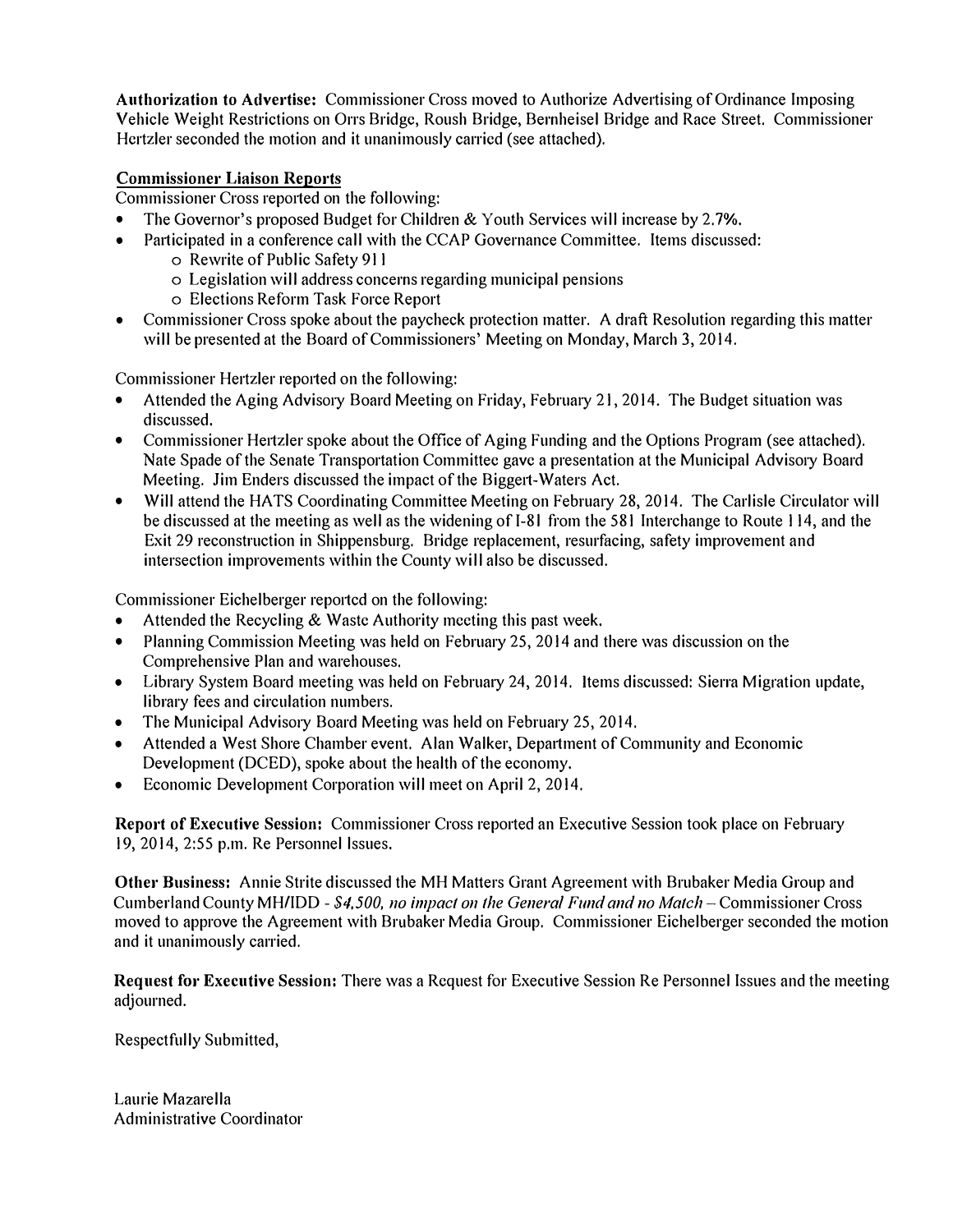**Authorization to Advertise:** Commissioner Cross moved to Authorize Advertising of Ordinance Imposing Vehicle Weight Restrictions on Orrs Bridge, Roush Bridge, Bernheisel Bridge and Race Street. Commissioner Hertzler seconded the motion and it unanimously carried (see attached).

**Commissioner Liaison Reports**

Commissioner Cross reported on the following:

- The Governor's proposed Budget for Children & Youth Services will increase by 2.7%.
- Participated in a conference call with the CCAP Governance Committee. Items discussed:
  - Rewrite of Public Safety 911
  - Legislation will address concerns regarding municipal pensions
  - Elections Reform Task Force Report
- Commissioner Cross spoke about the paycheck protection matter. A draft Resolution regarding this matter will be presented at the Board of Commissioners' Meeting on Monday, March 3, 2014.

Commissioner Hertzler reported on the following:

- Attended the Aging Advisory Board Meeting on Friday, February 21, 2014. The Budget situation was discussed.
- Commissioner Hertzler spoke about the Office of Aging Funding and the Options Program (see attached). Nate Spade of the Senate Transportation Committee gave a presentation at the Municipal Advisory Board Meeting. Jim Enders discussed the impact of the Biggert-Waters Act.
- Will attend the HATS Coordinating Committee Meeting on February 28, 2014. The Carlisle Circulator will be discussed at the meeting as well as the widening of I-81 from the 581 Interchange to Route 114, and the Exit 29 reconstruction in Shippensburg. Bridge replacement, resurfacing, safety improvement and intersection improvements within the County will also be discussed.

Commissioner Eichelberger reported on the following:

- Attended the Recycling & Waste Authority meeting this past week.
- Planning Commission Meeting was held on February 25, 2014 and there was discussion on the Comprehensive Plan and warehouses.
- Library System Board meeting was held on February 24, 2014. Items discussed: Sierra Migration update, library fees and circulation numbers.
- The Municipal Advisory Board Meeting was held on February 25, 2014.
- Attended a West Shore Chamber event. Alan Walker, Department of Community and Economic Development (DCED), spoke about the health of the economy.
- Economic Development Corporation will meet on April 2, 2014.

**Report of Executive Session:** Commissioner Cross reported an Executive Session took place on February 19, 2014, 2:55 p.m. Re Personnel Issues.

**Other Business:** Annie Strite discussed the MH Matters Grant Agreement with Brubaker Media Group and Cumberland County MH/IDD - *$4,500, no impact on the General Fund and no Match* – Commissioner Cross moved to approve the Agreement with Brubaker Media Group. Commissioner Eichelberger seconded the motion and it unanimously carried.

**Request for Executive Session:** There was a Request for Executive Session Re Personnel Issues and the meeting adjourned.

Respectfully Submitted,

Laurie Mazarella
Administrative Coordinator